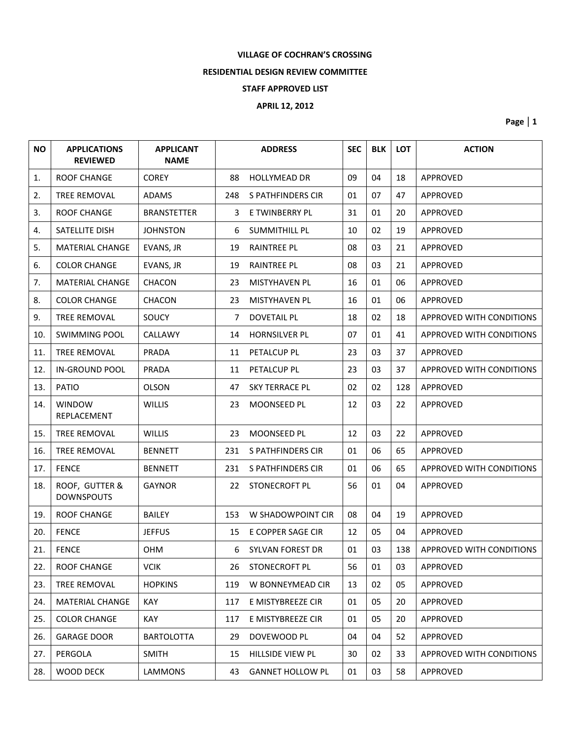**VILLAGE OF COCHRAN'S CROSSING**

**RESIDENTIAL DESIGN REVIEW COMMITTEE**

**STAFF APPROVED LIST**

**APRIL 12, 2012**

| NO | APPLICATIONS REVIEWED | APPLICANT NAME | ADDRESS | | SEC | BLK | LOT | ACTION |
|---|---|---|---|---|---|---|---|---|
| 1. | ROOF CHANGE | COREY | 88 | HOLLYMEAD DR | 09 | 04 | 18 | APPROVED |
| 2. | TREE REMOVAL | ADAMS | 248 | S PATHFINDERS CIR | 01 | 07 | 47 | APPROVED |
| 3. | ROOF CHANGE | BRANSTETTER | 3 | E TWINBERRY PL | 31 | 01 | 20 | APPROVED |
| 4. | SATELLITE DISH | JOHNSTON | 6 | SUMMITHILL PL | 10 | 02 | 19 | APPROVED |
| 5. | MATERIAL CHANGE | EVANS, JR | 19 | RAINTREE PL | 08 | 03 | 21 | APPROVED |
| 6. | COLOR CHANGE | EVANS, JR | 19 | RAINTREE PL | 08 | 03 | 21 | APPROVED |
| 7. | MATERIAL CHANGE | CHACON | 23 | MISTYHAVEN PL | 16 | 01 | 06 | APPROVED |
| 8. | COLOR CHANGE | CHACON | 23 | MISTYHAVEN PL | 16 | 01 | 06 | APPROVED |
| 9. | TREE REMOVAL | SOUCY | 7 | DOVETAIL PL | 18 | 02 | 18 | APPROVED WITH CONDITIONS |
| 10. | SWIMMING POOL | CALLAWY | 14 | HORNSILVER PL | 07 | 01 | 41 | APPROVED WITH CONDITIONS |
| 11. | TREE REMOVAL | PRADA | 11 | PETALCUP PL | 23 | 03 | 37 | APPROVED |
| 12. | IN-GROUND POOL | PRADA | 11 | PETALCUP PL | 23 | 03 | 37 | APPROVED WITH CONDITIONS |
| 13. | PATIO | OLSON | 47 | SKY TERRACE PL | 02 | 02 | 128 | APPROVED |
| 14. | WINDOW REPLACEMENT | WILLIS | 23 | MOONSEED PL | 12 | 03 | 22 | APPROVED |
| 15. | TREE REMOVAL | WILLIS | 23 | MOONSEED PL | 12 | 03 | 22 | APPROVED |
| 16. | TREE REMOVAL | BENNETT | 231 | S PATHFINDERS CIR | 01 | 06 | 65 | APPROVED |
| 17. | FENCE | BENNETT | 231 | S PATHFINDERS CIR | 01 | 06 | 65 | APPROVED WITH CONDITIONS |
| 18. | ROOF, GUTTER & DOWNSPOUTS | GAYNOR | 22 | STONECROFT PL | 56 | 01 | 04 | APPROVED |
| 19. | ROOF CHANGE | BAILEY | 153 | W SHADOWPOINT CIR | 08 | 04 | 19 | APPROVED |
| 20. | FENCE | JEFFUS | 15 | E COPPER SAGE CIR | 12 | 05 | 04 | APPROVED |
| 21. | FENCE | OHM | 6 | SYLVAN FOREST DR | 01 | 03 | 138 | APPROVED WITH CONDITIONS |
| 22. | ROOF CHANGE | VCIK | 26 | STONECROFT PL | 56 | 01 | 03 | APPROVED |
| 23. | TREE REMOVAL | HOPKINS | 119 | W BONNEYMEAD CIR | 13 | 02 | 05 | APPROVED |
| 24. | MATERIAL CHANGE | KAY | 117 | E MISTYBREEZE CIR | 01 | 05 | 20 | APPROVED |
| 25. | COLOR CHANGE | KAY | 117 | E MISTYBREEZE CIR | 01 | 05 | 20 | APPROVED |
| 26. | GARAGE DOOR | BARTOLOTTA | 29 | DOVEWOOD PL | 04 | 04 | 52 | APPROVED |
| 27. | PERGOLA | SMITH | 15 | HILLSIDE VIEW PL | 30 | 02 | 33 | APPROVED WITH CONDITIONS |
| 28. | WOOD DECK | LAMMONS | 43 | GANNET HOLLOW PL | 01 | 03 | 58 | APPROVED |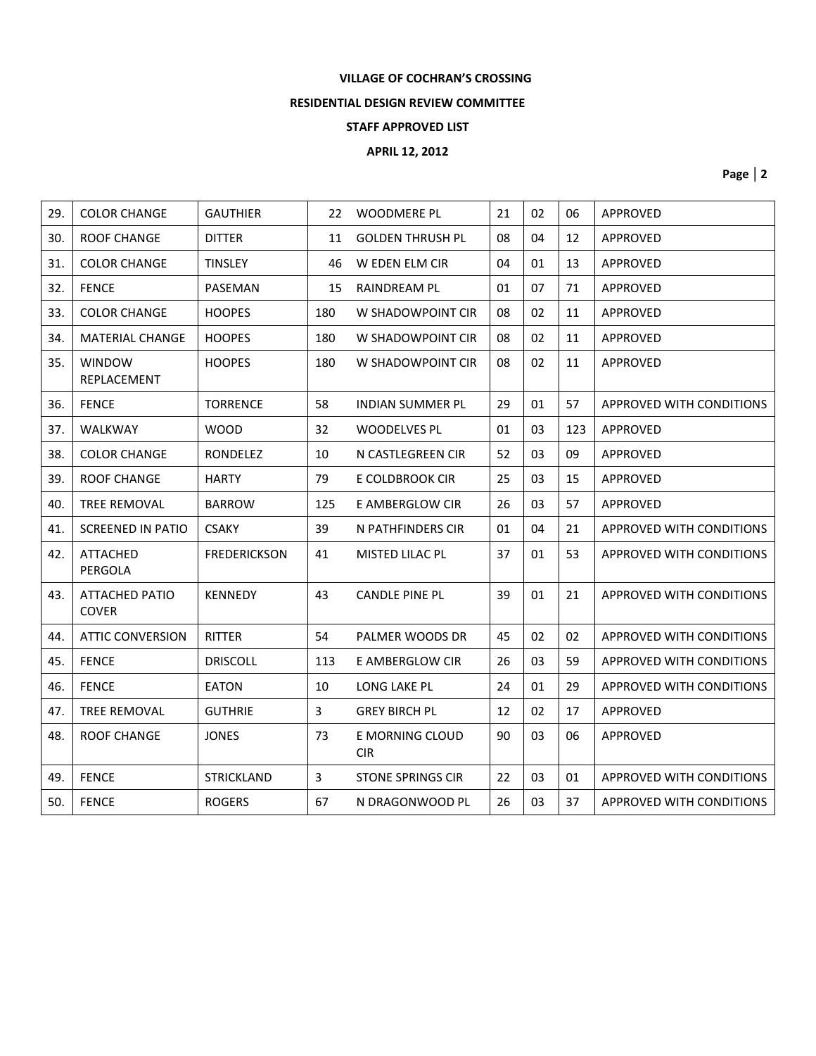**VILLAGE OF COCHRAN'S CROSSING**

**RESIDENTIAL DESIGN REVIEW COMMITTEE**

**STAFF APPROVED LIST**

**APRIL 12, 2012**

| | | | | | | | | |
|---|---|---|---|---|---|---|---|---|
| 29. | COLOR CHANGE | GAUTHIER | 22 | WOODMERE PL | 21 | 02 | 06 | APPROVED |
| 30. | ROOF CHANGE | DITTER | 11 | GOLDEN THRUSH PL | 08 | 04 | 12 | APPROVED |
| 31. | COLOR CHANGE | TINSLEY | 46 | W EDEN ELM CIR | 04 | 01 | 13 | APPROVED |
| 32. | FENCE | PASEMAN | 15 | RAINDREAM PL | 01 | 07 | 71 | APPROVED |
| 33. | COLOR CHANGE | HOOPES | 180 | W SHADOWPOINT CIR | 08 | 02 | 11 | APPROVED |
| 34. | MATERIAL CHANGE | HOOPES | 180 | W SHADOWPOINT CIR | 08 | 02 | 11 | APPROVED |
| 35. | WINDOW REPLACEMENT | HOOPES | 180 | W SHADOWPOINT CIR | 08 | 02 | 11 | APPROVED |
| 36. | FENCE | TORRENCE | 58 | INDIAN SUMMER PL | 29 | 01 | 57 | APPROVED WITH CONDITIONS |
| 37. | WALKWAY | WOOD | 32 | WOODELVES PL | 01 | 03 | 123 | APPROVED |
| 38. | COLOR CHANGE | RONDELEZ | 10 | N CASTLEGREEN CIR | 52 | 03 | 09 | APPROVED |
| 39. | ROOF CHANGE | HARTY | 79 | E COLDBROOK CIR | 25 | 03 | 15 | APPROVED |
| 40. | TREE REMOVAL | BARROW | 125 | E AMBERGLOW CIR | 26 | 03 | 57 | APPROVED |
| 41. | SCREENED IN PATIO | CSAKY | 39 | N PATHFINDERS CIR | 01 | 04 | 21 | APPROVED WITH CONDITIONS |
| 42. | ATTACHED PERGOLA | FREDERICKSON | 41 | MISTED LILAC PL | 37 | 01 | 53 | APPROVED WITH CONDITIONS |
| 43. | ATTACHED PATIO COVER | KENNEDY | 43 | CANDLE PINE PL | 39 | 01 | 21 | APPROVED WITH CONDITIONS |
| 44. | ATTIC CONVERSION | RITTER | 54 | PALMER WOODS DR | 45 | 02 | 02 | APPROVED WITH CONDITIONS |
| 45. | FENCE | DRISCOLL | 113 | E AMBERGLOW CIR | 26 | 03 | 59 | APPROVED WITH CONDITIONS |
| 46. | FENCE | EATON | 10 | LONG LAKE PL | 24 | 01 | 29 | APPROVED WITH CONDITIONS |
| 47. | TREE REMOVAL | GUTHRIE | 3 | GREY BIRCH PL | 12 | 02 | 17 | APPROVED |
| 48. | ROOF CHANGE | JONES | 73 | E MORNING CLOUD CIR | 90 | 03 | 06 | APPROVED |
| 49. | FENCE | STRICKLAND | 3 | STONE SPRINGS CIR | 22 | 03 | 01 | APPROVED WITH CONDITIONS |
| 50. | FENCE | ROGERS | 67 | N DRAGONWOOD PL | 26 | 03 | 37 | APPROVED WITH CONDITIONS |